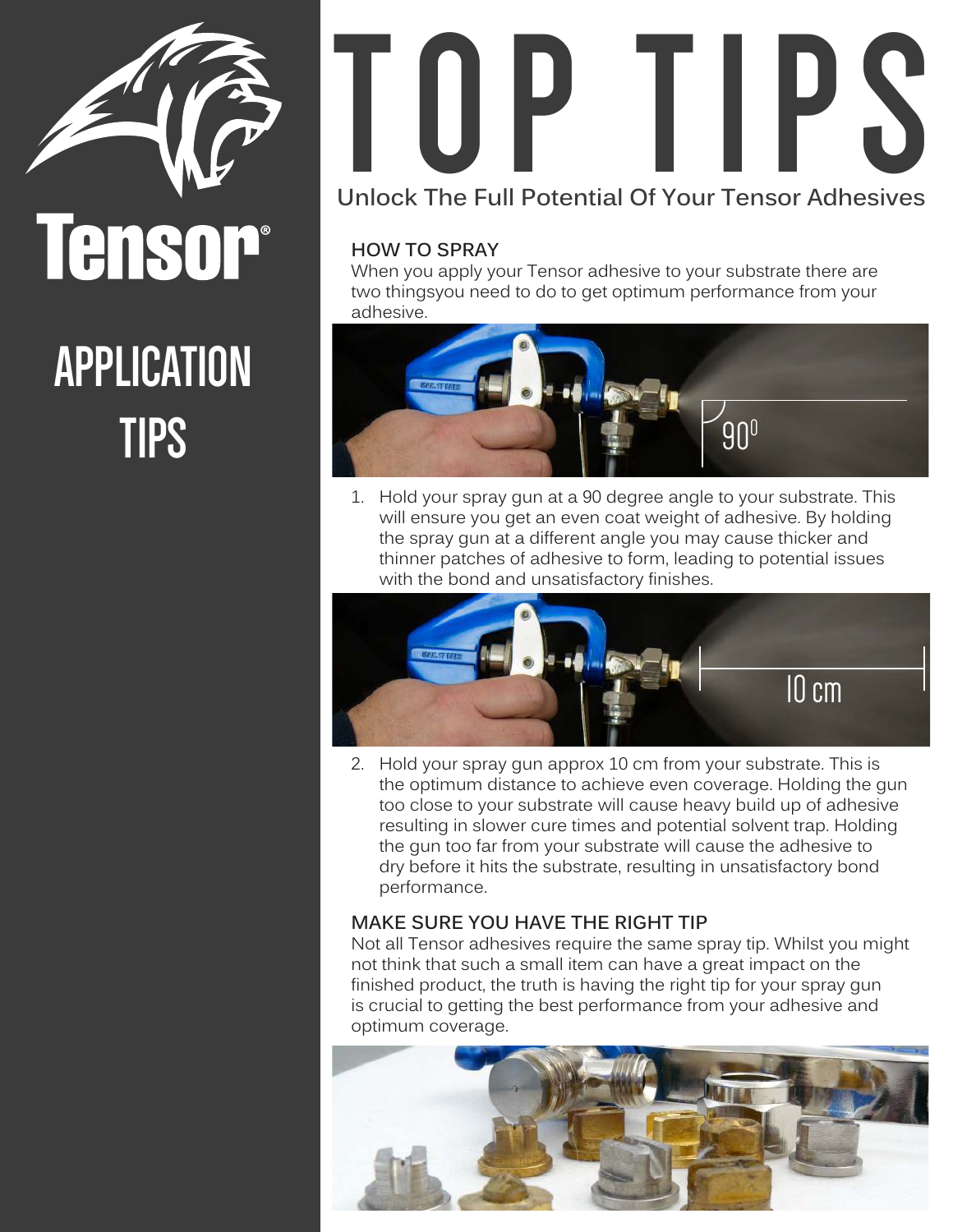Tensor®

# APPLICATION TIPS

# TOP TIPS

**Unlock The Full Potential Of Your Tensor Adhesives**

## HOW TO SPRAY

When you apply your Tensor adhesive to your substrate there are two thingsyou need to do to get optimum performance from your adhesive.

1. Hold your spray gun at a 90 degree angle to your substrate. This will ensure you get an even coat weight of adhesive. By holding the spray gun at a different angle you may cause thicker and thinner patches of adhesive to form, leading to potential issues with the bond and unsatisfactory finishes.

2. Hold your spray gun approx 10 cm from your substrate. This is the optimum distance to achieve even coverage. Holding the gun too close to your substrate will cause heavy build up of adhesive resulting in slower cure times and potential solvent trap. Holding the gun too far from your substrate will cause the adhesive to dry before it hits the substrate, resulting in unsatisfactory bond performance.

## MAKE SURE YOU HAVE THE RIGHT TIP

Not all Tensor adhesives require the same spray tip. Whilst you might not think that such a small item can have a great impact on the finished product, the truth is having the right tip for your spray gun is crucial to getting the best performance from your adhesive and optimum coverage.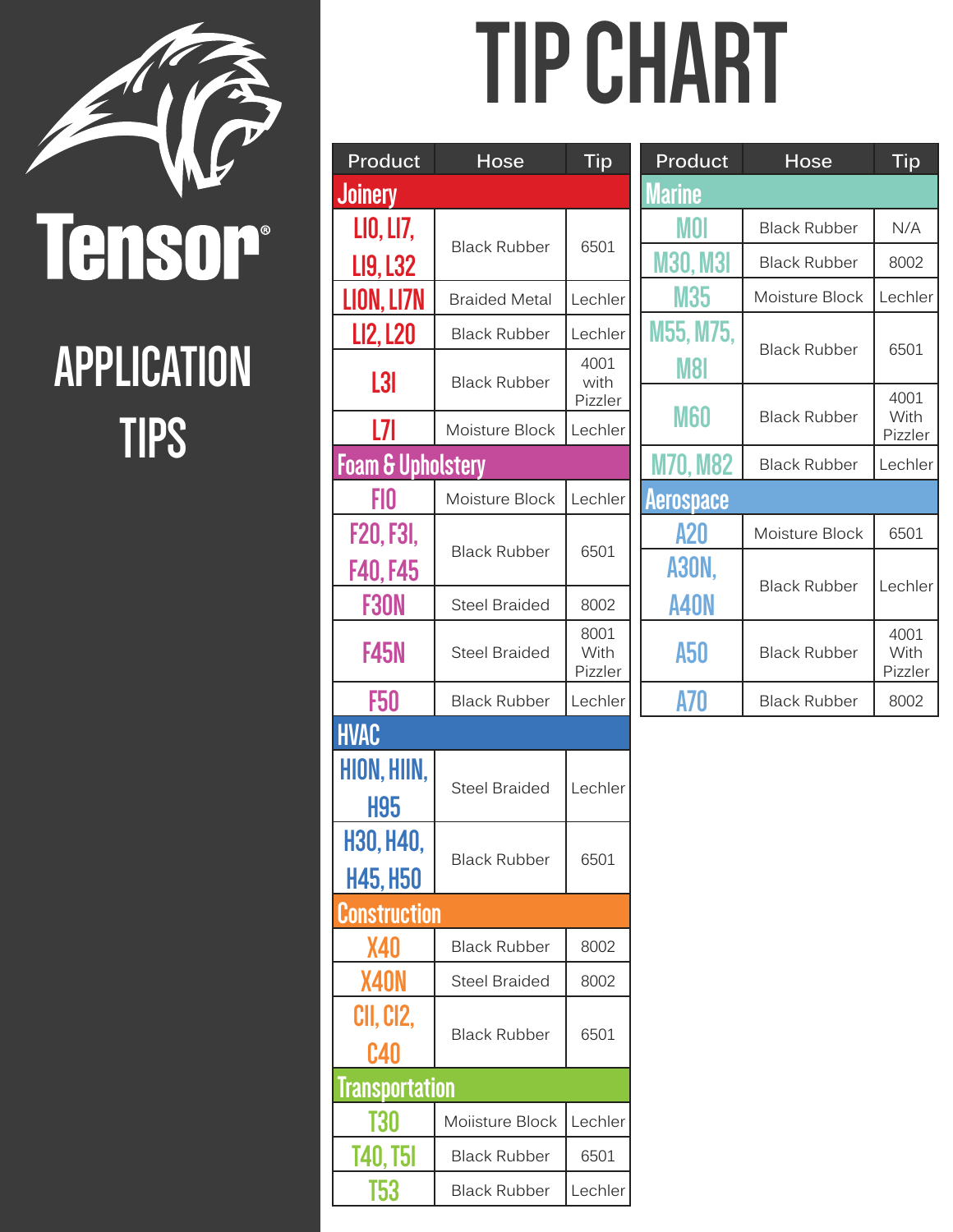# TIP CHART

Tensor®

## APPLICATION TIPS

| Product | Hose | Tip |
|---|---|---|
| **Joinery** | | |
| L10, L17, L19, L32 | Black Rubber | 6501 |
| L10N, L17N | Braided Metal | Lechler |
| L12, L20 | Black Rubber | Lechler |
| L31 | Black Rubber | 4001 with Pizzler |
| L71 | Moisture Block | Lechler |
| **Foam & Upholstery** | | |
| F10 | Moisture Block | Lechler |
| F20, F31, F40, F45 | Black Rubber | 6501 |
| F30N | Steel Braided | 8002 |
| F45N | Steel Braided | 8001 With Pizzler |
| F50 | Black Rubber | Lechler |
| **HVAC** | | |
| H10N, H11N, H95 | Steel Braided | Lechler |
| H30, H40, H45, H50 | Black Rubber | 6501 |
| **Construction** | | |
| X40 | Black Rubber | 8002 |
| X40N | Steel Braided | 8002 |
| C11, C12, C40 | Black Rubber | 6501 |
| **Transportation** | | |
| T30 | Moiisture Block | Lechler |
| T40, T51 | Black Rubber | 6501 |
| T53 | Black Rubber | Lechler |

| Product | Hose | Tip |
|---|---|---|
| **Marine** | | |
| M01 | Black Rubber | N/A |
| M30, M31 | Black Rubber | 8002 |
| M35 | Moisture Block | Lechler |
| M55, M75, M81 | Black Rubber | 6501 |
| M60 | Black Rubber | 4001 With Pizzler |
| M70, M82 | Black Rubber | Lechler |
| **Aerospace** | | |
| A20 | Moisture Block | 6501 |
| A30N, A40N | Black Rubber | Lechler |
| A50 | Black Rubber | 4001 With Pizzler |
| A70 | Black Rubber | 8002 |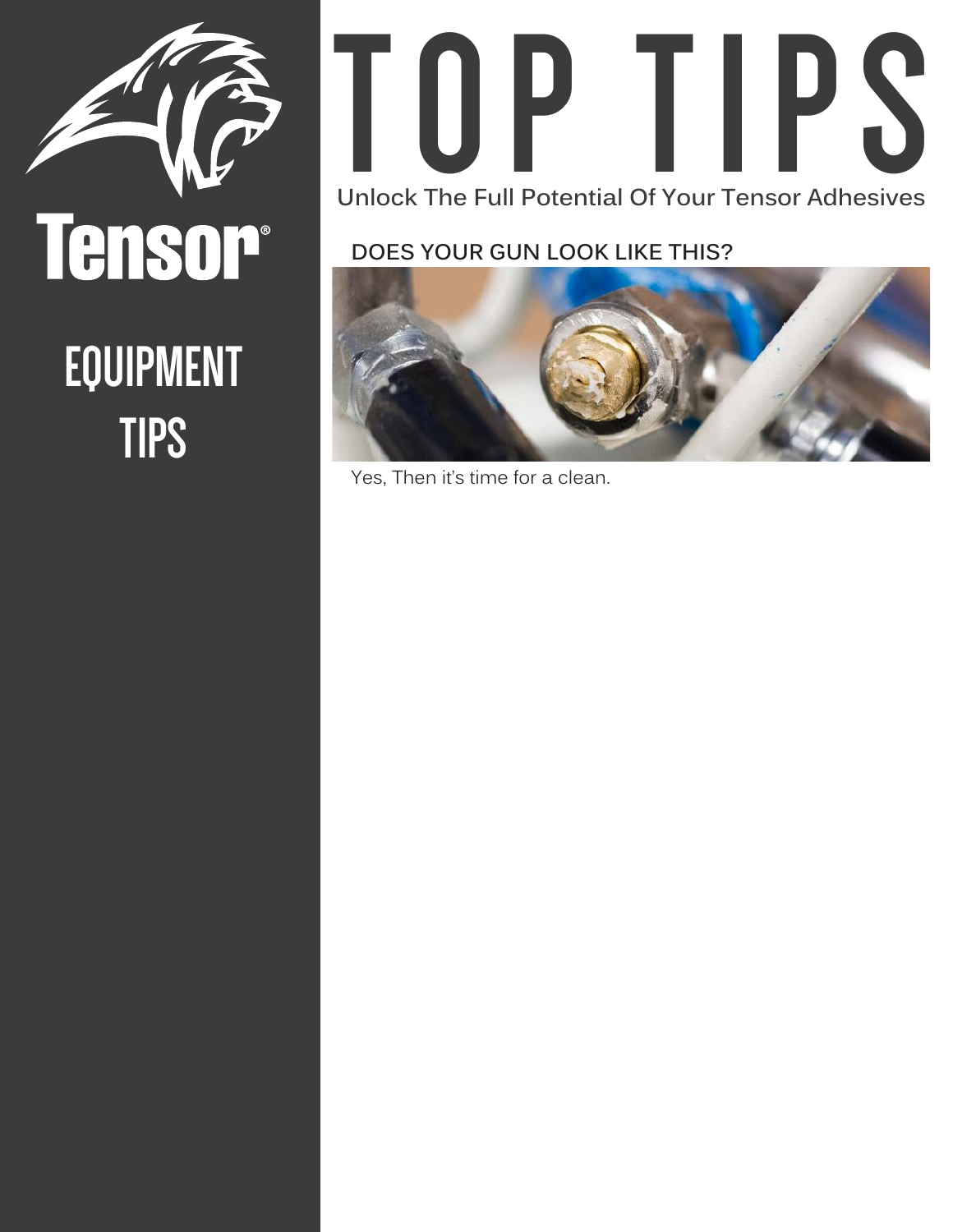Tensor®

EQUIPMENT TIPS

# TOP TIPS

Unlock The Full Potential Of Your Tensor Adhesives

## DOES YOUR GUN LOOK LIKE THIS?

Yes, Then it's time for a clean.